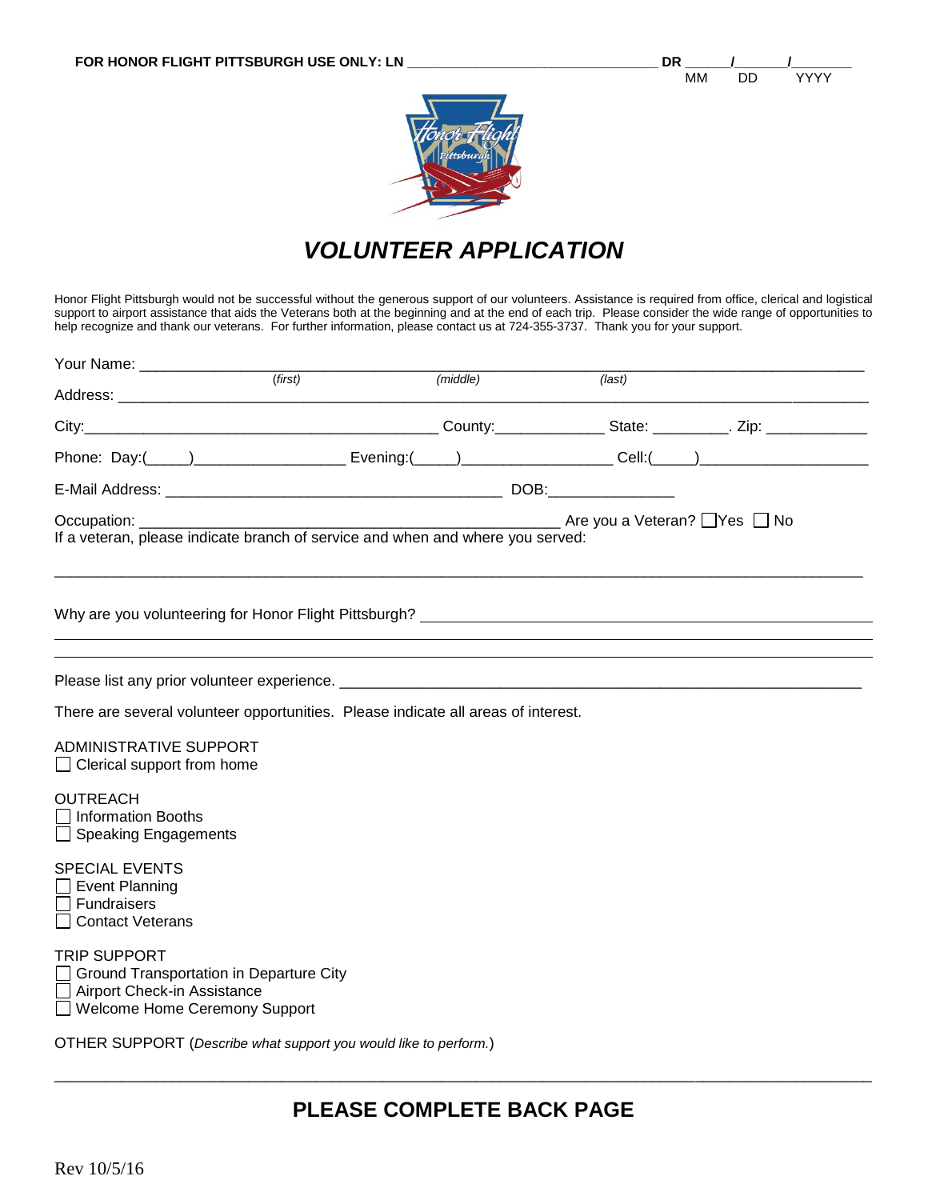FOR HONOR FLIGHT PITTSBURGH USE ONLY: LN ________________________________ DR ______/_______/________
MM DD YYYY

# VOLUNTEER APPLICATION

Honor Flight Pittsburgh would not be successful without the generous support of our volunteers. Assistance is required from office, clerical and logistical support to airport assistance that aids the Veterans both at the beginning and at the end of each trip. Please consider the wide range of opportunities to help recognize and thank our veterans. For further information, please contact us at 724-355-3737. Thank you for your support.

Your Name: ____________________________________________________________________________
(first) (middle) (last)

Address: ______________________________________________________________________________

City:____________________________________________ County:_____________ State: _________. Zip: ____________

Phone: Day:(_____)_________________ Evening:(_____)_________________ Cell:(_____)____________________

E-Mail Address: __________________________________________ DOB:_______________

Occupation: _____________________________________________________ Are you a Veteran? ☐Yes ☐ No

If a veteran, please indicate branch of service and when and where you served:

______________________________________________________________________________________

Why are you volunteering for Honor Flight Pittsburgh? _______________________________________

______________________________________________________________________________________

______________________________________________________________________________________

Please list any prior volunteer experience. _________________________________________________

There are several volunteer opportunities. Please indicate all areas of interest.

ADMINISTRATIVE SUPPORT
- ☐ Clerical support from home

OUTREACH
- ☐ Information Booths
- ☐ Speaking Engagements

SPECIAL EVENTS
- ☐ Event Planning
- ☐ Fundraisers
- ☐ Contact Veterans

TRIP SUPPORT
- ☐ Ground Transportation in Departure City
- ☐ Airport Check-in Assistance
- ☐ Welcome Home Ceremony Support

OTHER SUPPORT (*Describe what support you would like to perform.*)

______________________________________________________________________________________

## PLEASE COMPLETE BACK PAGE

Rev 10/5/16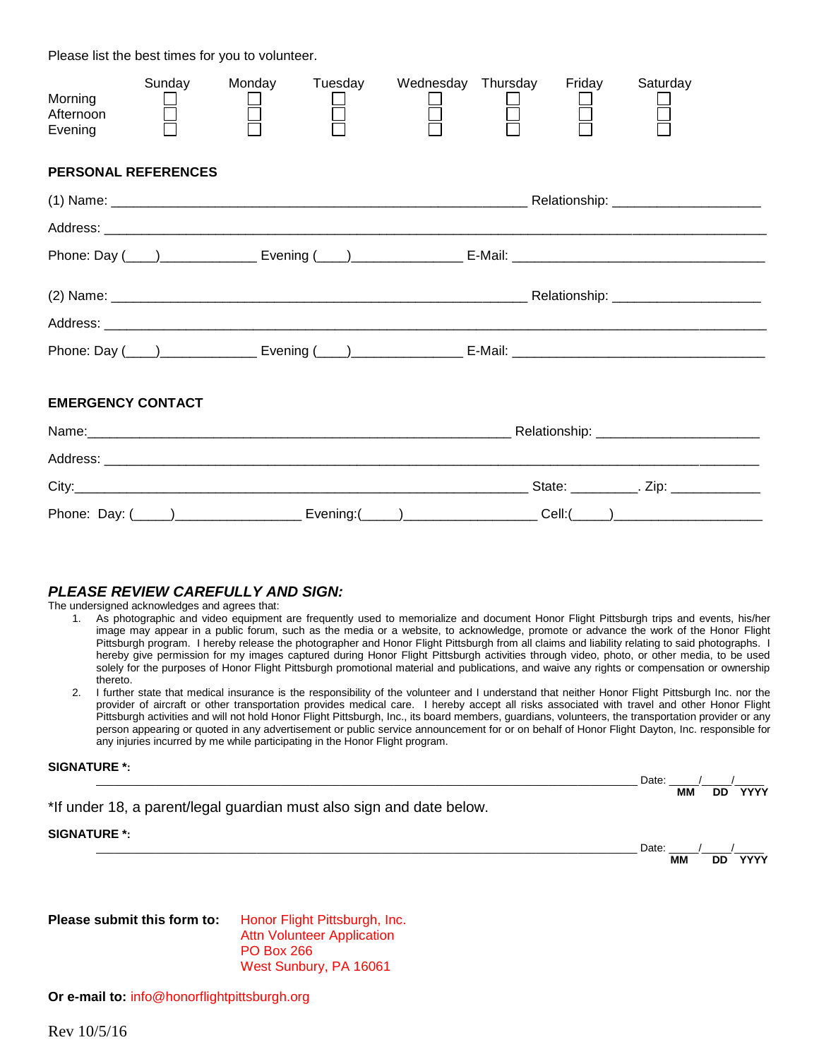Please list the best times for you to volunteer.

| | Sunday | Monday | Tuesday | Wednesday | Thursday | Friday | Saturday |
|---|---|---|---|---|---|---|---|
| Morning | ☐ | ☐ | ☐ | ☐ | ☐ | ☐ | ☐ |
| Afternoon | ☐ | ☐ | ☐ | ☐ | ☐ | ☐ | ☐ |
| Evening | ☐ | ☐ | ☐ | ☐ | ☐ | ☐ | ☐ |

## PERSONAL REFERENCES

(1) Name: ________________________________________________ Relationship: ________________

Address: ______________________________________________________________________________

Phone: Day (____)____________ Evening (____)______________ E-Mail: ____________________________

(2) Name: ________________________________________________ Relationship: ________________

Address: ______________________________________________________________________________

Phone: Day (____)____________ Evening (____)______________ E-Mail: ____________________________

## EMERGENCY CONTACT

Name:________________________________________________ Relationship: __________________

Address: ______________________________________________________________________________

City:____________________________________________________ State: ________. Zip: ___________

Phone: Day: (_____)________________ Evening:(_____)________________ Cell:(_____)__________________

### *PLEASE REVIEW CAREFULLY AND SIGN:*

The undersigned acknowledges and agrees that:

1. As photographic and video equipment are frequently used to memorialize and document Honor Flight Pittsburgh trips and events, his/her image may appear in a public forum, such as the media or a website, to acknowledge, promote or advance the work of the Honor Flight Pittsburgh program. I hereby release the photographer and Honor Flight Pittsburgh from all claims and liability relating to said photographs. I hereby give permission for my images captured during Honor Flight Pittsburgh activities through video, photo, or other media, to be used solely for the purposes of Honor Flight Pittsburgh promotional material and publications, and waive any rights or compensation or ownership thereto.
2. I further state that medical insurance is the responsibility of the volunteer and I understand that neither Honor Flight Pittsburgh Inc. nor the provider of aircraft or other transportation provides medical care. I hereby accept all risks associated with travel and other Honor Flight Pittsburgh activities and will not hold Honor Flight Pittsburgh, Inc., its board members, guardians, volunteers, the transportation provider or any person appearing or quoted in any advertisement or public service announcement for or on behalf of Honor Flight Dayton, Inc. responsible for any injuries incurred by me while participating in the Honor Flight program.

**SIGNATURE \*:**

______________________________________________________________ Date: _____/_____/_____
**MM DD YYYY**

*If under 18, a parent/legal guardian must also sign and date below.

**SIGNATURE \*:**

______________________________________________________________ Date: _____/_____/_____
**MM DD YYYY**

**Please submit this form to:** Honor Flight Pittsburgh, Inc.
Attn Volunteer Application
PO Box 266
West Sunbury, PA 16061

**Or e-mail to:** info@honorflightpittsburgh.org

Rev 10/5/16